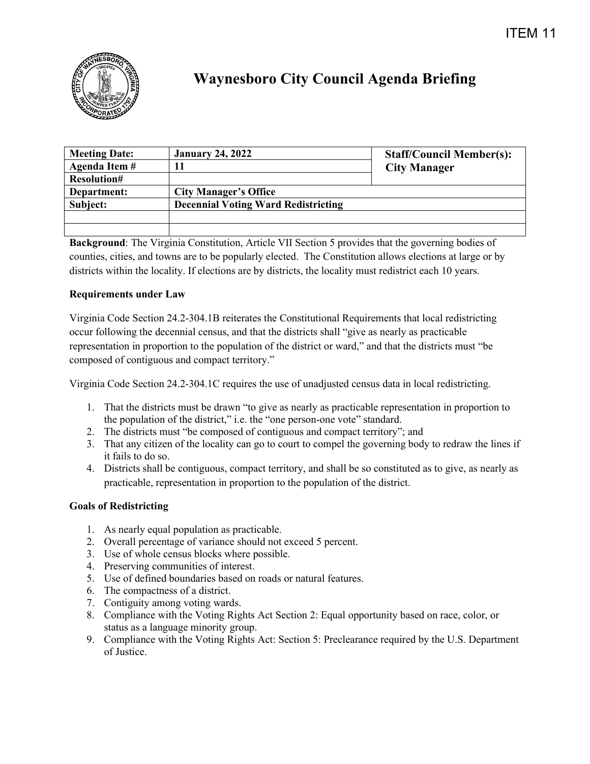ITEM 11

# Waynesboro City Council Agenda Briefing

| | | |
|---|---|---|
| **Meeting Date:** | **January 24, 2022** | **Staff/Council Member(s): City Manager** |
| **Agenda Item #** | **11** | |
| **Resolution#** | | |
| **Department:** | **City Manager's Office** | |
| **Subject:** | **Decennial Voting Ward Redistricting** | |
| | | |
| | | |

**Background**: The Virginia Constitution, Article VII Section 5 provides that the governing bodies of counties, cities, and towns are to be popularly elected. The Constitution allows elections at large or by districts within the locality. If elections are by districts, the locality must redistrict each 10 years.

**Requirements under Law**

Virginia Code Section 24.2-304.1B reiterates the Constitutional Requirements that local redistricting occur following the decennial census, and that the districts shall "give as nearly as practicable representation in proportion to the population of the district or ward," and that the districts must "be composed of contiguous and compact territory."

Virginia Code Section 24.2-304.1C requires the use of unadjusted census data in local redistricting.

1. That the districts must be drawn "to give as nearly as practicable representation in proportion to the population of the district," i.e. the "one person-one vote" standard.
2. The districts must "be composed of contiguous and compact territory"; and
3. That any citizen of the locality can go to court to compel the governing body to redraw the lines if it fails to do so.
4. Districts shall be contiguous, compact territory, and shall be so constituted as to give, as nearly as practicable, representation in proportion to the population of the district.

**Goals of Redistricting**

1. As nearly equal population as practicable.
2. Overall percentage of variance should not exceed 5 percent.
3. Use of whole census blocks where possible.
4. Preserving communities of interest.
5. Use of defined boundaries based on roads or natural features.
6. The compactness of a district.
7. Contiguity among voting wards.
8. Compliance with the Voting Rights Act Section 2: Equal opportunity based on race, color, or status as a language minority group.
9. Compliance with the Voting Rights Act: Section 5: Preclearance required by the U.S. Department of Justice.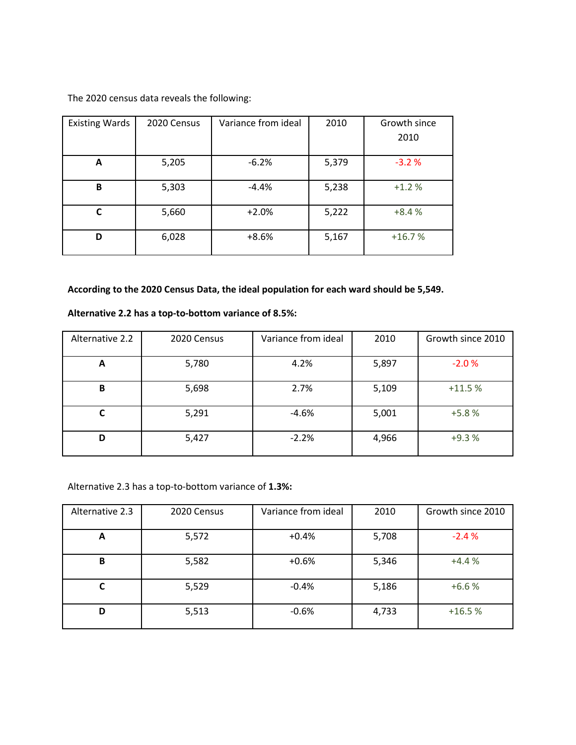The 2020 census data reveals the following:

| Existing Wards | 2020 Census | Variance from ideal | 2010 | Growth since 2010 |
| --- | --- | --- | --- | --- |
| **A** | 5,205 | -6.2% | 5,379 | -3.2 % |
| **B** | 5,303 | -4.4% | 5,238 | +1.2 % |
| **C** | 5,660 | +2.0% | 5,222 | +8.4 % |
| **D** | 6,028 | +8.6% | 5,167 | +16.7 % |

**According to the 2020 Census Data, the ideal population for each ward should be 5,549.**

**Alternative 2.2 has a top-to-bottom variance of 8.5%:**

| Alternative 2.2 | 2020 Census | Variance from ideal | 2010 | Growth since 2010 |
| --- | --- | --- | --- | --- |
| **A** | 5,780 | 4.2% | 5,897 | -2.0 % |
| **B** | 5,698 | 2.7% | 5,109 | +11.5 % |
| **C** | 5,291 | -4.6% | 5,001 | +5.8 % |
| **D** | 5,427 | -2.2% | 4,966 | +9.3 % |

Alternative 2.3 has a top-to-bottom variance of **1.3%:**

| Alternative 2.3 | 2020 Census | Variance from ideal | 2010 | Growth since 2010 |
| --- | --- | --- | --- | --- |
| **A** | 5,572 | +0.4% | 5,708 | -2.4 % |
| **B** | 5,582 | +0.6% | 5,346 | +4.4 % |
| **C** | 5,529 | -0.4% | 5,186 | +6.6 % |
| **D** | 5,513 | -0.6% | 4,733 | +16.5 % |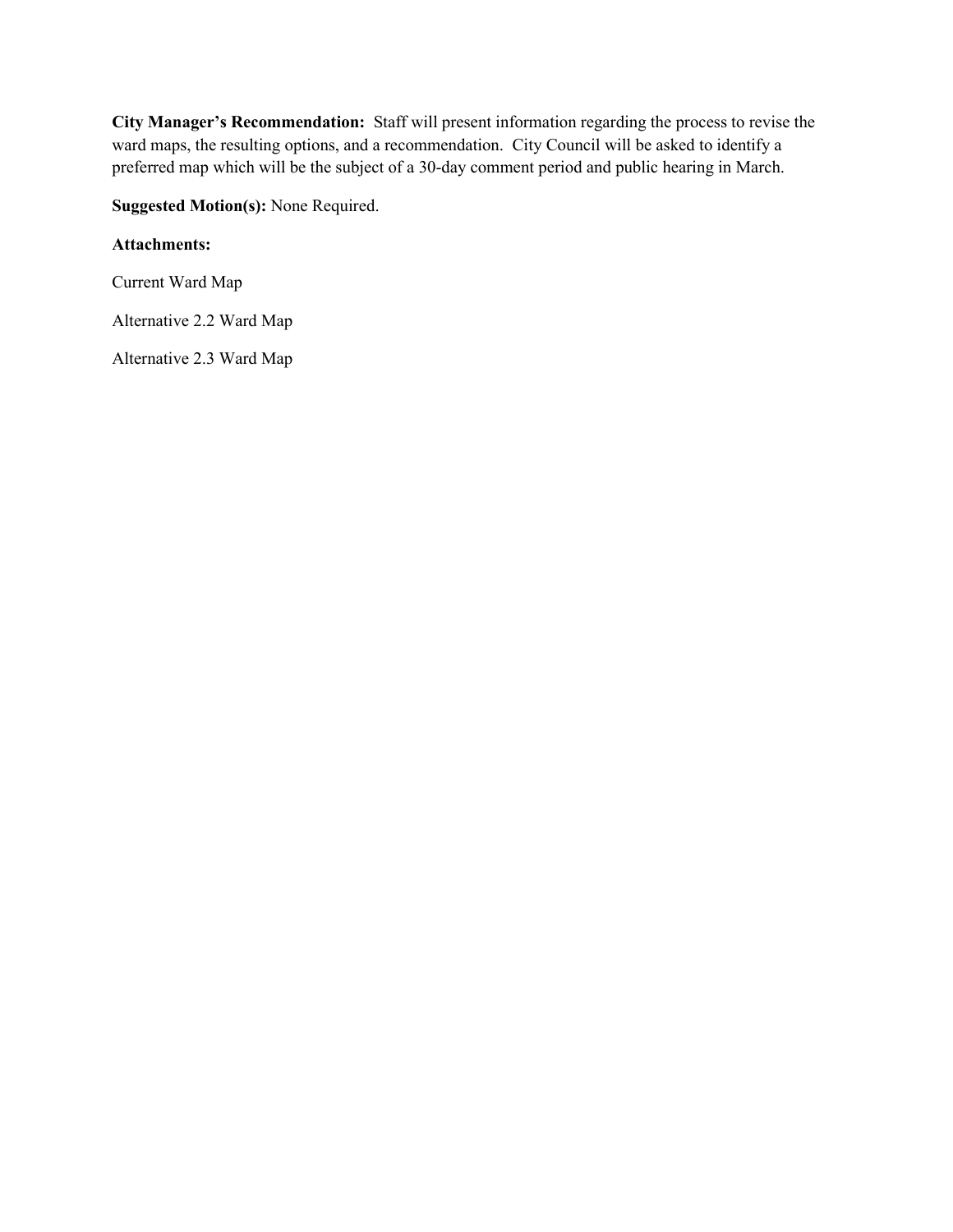**City Manager's Recommendation:** Staff will present information regarding the process to revise the ward maps, the resulting options, and a recommendation. City Council will be asked to identify a preferred map which will be the subject of a 30-day comment period and public hearing in March.

**Suggested Motion(s):** None Required.

**Attachments:**

Current Ward Map

Alternative 2.2 Ward Map

Alternative 2.3 Ward Map